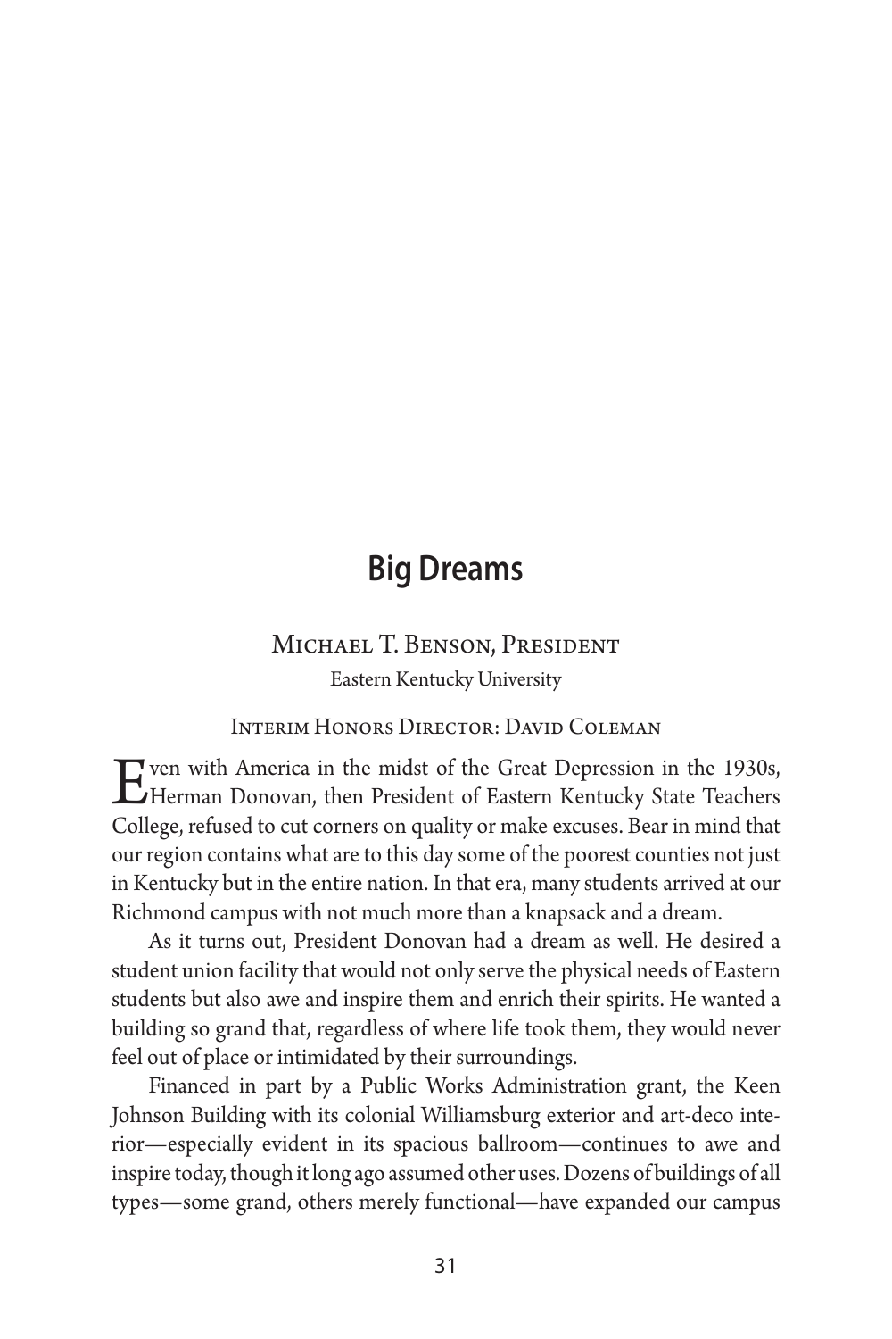# Big Dreams

Michael T. Benson, President
Eastern Kentucky University

Interim Honors Director: David Coleman

Even with America in the midst of the Great Depression in the 1930s, Herman Donovan, then President of Eastern Kentucky State Teachers College, refused to cut corners on quality or make excuses. Bear in mind that our region contains what are to this day some of the poorest counties not just in Kentucky but in the entire nation. In that era, many students arrived at our Richmond campus with not much more than a knapsack and a dream.

As it turns out, President Donovan had a dream as well. He desired a student union facility that would not only serve the physical needs of Eastern students but also awe and inspire them and enrich their spirits. He wanted a building so grand that, regardless of where life took them, they would never feel out of place or intimidated by their surroundings.

Financed in part by a Public Works Administration grant, the Keen Johnson Building with its colonial Williamsburg exterior and art-deco interior—especially evident in its spacious ballroom—continues to awe and inspire today, though it long ago assumed other uses. Dozens of buildings of all types—some grand, others merely functional—have expanded our campus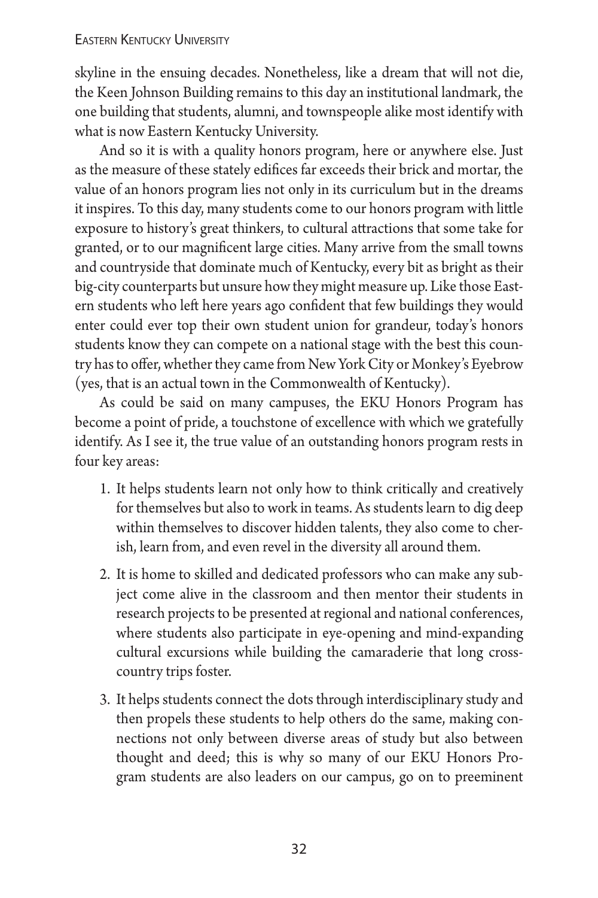skyline in the ensuing decades. Nonetheless, like a dream that will not die, the Keen Johnson Building remains to this day an institutional landmark, the one building that students, alumni, and townspeople alike most identify with what is now Eastern Kentucky University.

And so it is with a quality honors program, here or anywhere else. Just as the measure of these stately edifices far exceeds their brick and mortar, the value of an honors program lies not only in its curriculum but in the dreams it inspires. To this day, many students come to our honors program with little exposure to history's great thinkers, to cultural attractions that some take for granted, or to our magnificent large cities. Many arrive from the small towns and countryside that dominate much of Kentucky, every bit as bright as their big-city counterparts but unsure how they might measure up. Like those Eastern students who left here years ago confident that few buildings they would enter could ever top their own student union for grandeur, today's honors students know they can compete on a national stage with the best this country has to offer, whether they came from New York City or Monkey's Eyebrow (yes, that is an actual town in the Commonwealth of Kentucky).

As could be said on many campuses, the EKU Honors Program has become a point of pride, a touchstone of excellence with which we gratefully identify. As I see it, the true value of an outstanding honors program rests in four key areas:

1. It helps students learn not only how to think critically and creatively for themselves but also to work in teams. As students learn to dig deep within themselves to discover hidden talents, they also come to cherish, learn from, and even revel in the diversity all around them.

2. It is home to skilled and dedicated professors who can make any subject come alive in the classroom and then mentor their students in research projects to be presented at regional and national conferences, where students also participate in eye-opening and mind-expanding cultural excursions while building the camaraderie that long cross-country trips foster.

3. It helps students connect the dots through interdisciplinary study and then propels these students to help others do the same, making connections not only between diverse areas of study but also between thought and deed; this is why so many of our EKU Honors Program students are also leaders on our campus, go on to preeminent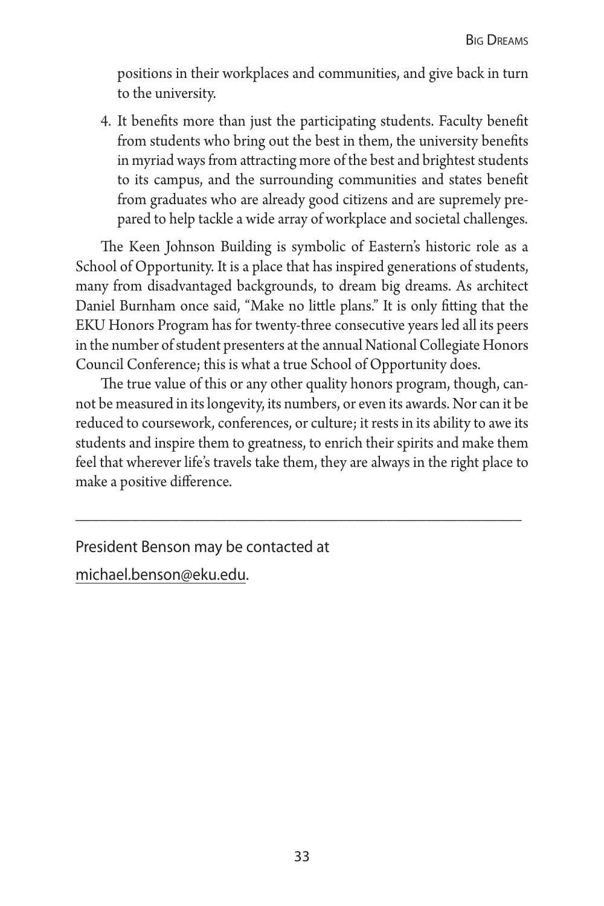positions in their workplaces and communities, and give back in turn to the university.

4. It benefits more than just the participating students. Faculty benefit from students who bring out the best in them, the university benefits in myriad ways from attracting more of the best and brightest students to its campus, and the surrounding communities and states benefit from graduates who are already good citizens and are supremely prepared to help tackle a wide array of workplace and societal challenges.

The Keen Johnson Building is symbolic of Eastern's historic role as a School of Opportunity. It is a place that has inspired generations of students, many from disadvantaged backgrounds, to dream big dreams. As architect Daniel Burnham once said, "Make no little plans." It is only fitting that the EKU Honors Program has for twenty-three consecutive years led all its peers in the number of student presenters at the annual National Collegiate Honors Council Conference; this is what a true School of Opportunity does.

The true value of this or any other quality honors program, though, cannot be measured in its longevity, its numbers, or even its awards. Nor can it be reduced to coursework, conferences, or culture; it rests in its ability to awe its students and inspire them to greatness, to enrich their spirits and make them feel that wherever life's travels take them, they are always in the right place to make a positive difference.

---

President Benson may be contacted at

michael.benson@eku.edu.